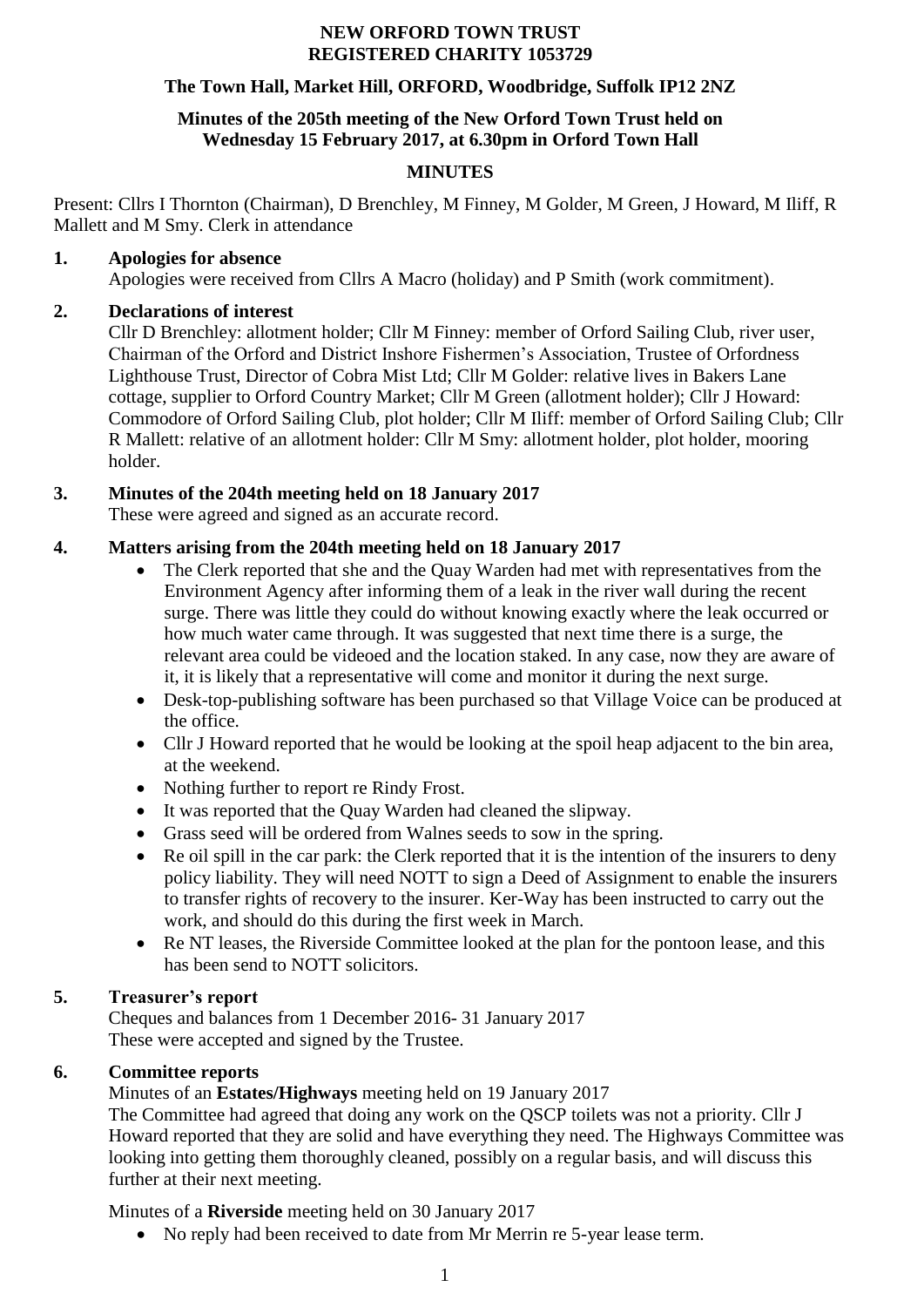**NEW ORFORD TOWN TRUST**
**REGISTERED CHARITY 1053729**

**The Town Hall, Market Hill, ORFORD, Woodbridge, Suffolk IP12 2NZ**

**Minutes of the 205th meeting of the New Orford Town Trust held on Wednesday 15 February 2017, at 6.30pm in Orford Town Hall**

# MINUTES

Present: Cllrs I Thornton (Chairman), D Brenchley, M Finney, M Golder, M Green, J Howard, M Iliff, R Mallett and M Smy. Clerk in attendance

## 1. Apologies for absence

Apologies were received from Cllrs A Macro (holiday) and P Smith (work commitment).

## 2. Declarations of interest

Cllr D Brenchley: allotment holder; Cllr M Finney: member of Orford Sailing Club, river user, Chairman of the Orford and District Inshore Fishermen's Association, Trustee of Orfordness Lighthouse Trust, Director of Cobra Mist Ltd; Cllr M Golder: relative lives in Bakers Lane cottage, supplier to Orford Country Market; Cllr M Green (allotment holder); Cllr J Howard: Commodore of Orford Sailing Club, plot holder; Cllr M Iliff: member of Orford Sailing Club; Cllr R Mallett: relative of an allotment holder: Cllr M Smy: allotment holder, plot holder, mooring holder.

## 3. Minutes of the 204th meeting held on 18 January 2017

These were agreed and signed as an accurate record.

## 4. Matters arising from the 204th meeting held on 18 January 2017

- The Clerk reported that she and the Quay Warden had met with representatives from the Environment Agency after informing them of a leak in the river wall during the recent surge. There was little they could do without knowing exactly where the leak occurred or how much water came through. It was suggested that next time there is a surge, the relevant area could be videoed and the location staked. In any case, now they are aware of it, it is likely that a representative will come and monitor it during the next surge.
- Desk-top-publishing software has been purchased so that Village Voice can be produced at the office.
- Cllr J Howard reported that he would be looking at the spoil heap adjacent to the bin area, at the weekend.
- Nothing further to report re Rindy Frost.
- It was reported that the Quay Warden had cleaned the slipway.
- Grass seed will be ordered from Walnes seeds to sow in the spring.
- Re oil spill in the car park: the Clerk reported that it is the intention of the insurers to deny policy liability. They will need NOTT to sign a Deed of Assignment to enable the insurers to transfer rights of recovery to the insurer. Ker-Way has been instructed to carry out the work, and should do this during the first week in March.
- Re NT leases, the Riverside Committee looked at the plan for the pontoon lease, and this has been send to NOTT solicitors.

## 5. Treasurer's report

Cheques and balances from 1 December 2016- 31 January 2017
These were accepted and signed by the Trustee.

## 6. Committee reports

Minutes of an **Estates/Highways** meeting held on 19 January 2017
The Committee had agreed that doing any work on the QSCP toilets was not a priority. Cllr J Howard reported that they are solid and have everything they need. The Highways Committee was looking into getting them thoroughly cleaned, possibly on a regular basis, and will discuss this further at their next meeting.

Minutes of a **Riverside** meeting held on 30 January 2017

- No reply had been received to date from Mr Merrin re 5-year lease term.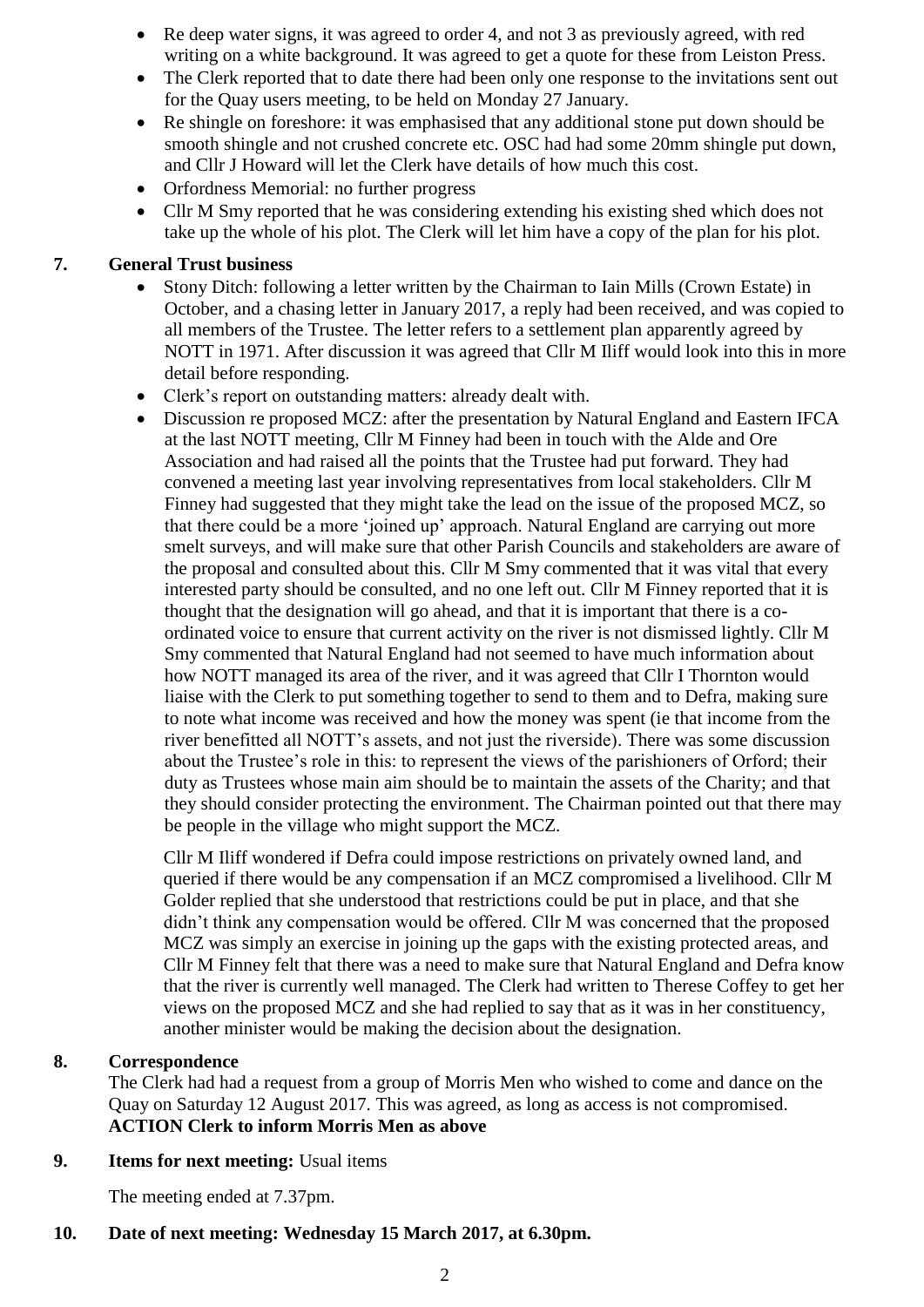- Re deep water signs, it was agreed to order 4, and not 3 as previously agreed, with red writing on a white background. It was agreed to get a quote for these from Leiston Press.
- The Clerk reported that to date there had been only one response to the invitations sent out for the Quay users meeting, to be held on Monday 27 January.
- Re shingle on foreshore: it was emphasised that any additional stone put down should be smooth shingle and not crushed concrete etc. OSC had had some 20mm shingle put down, and Cllr J Howard will let the Clerk have details of how much this cost.
- Orfordness Memorial: no further progress
- Cllr M Smy reported that he was considering extending his existing shed which does not take up the whole of his plot. The Clerk will let him have a copy of the plan for his plot.

## 7. General Trust business

- Stony Ditch: following a letter written by the Chairman to Iain Mills (Crown Estate) in October, and a chasing letter in January 2017, a reply had been received, and was copied to all members of the Trustee. The letter refers to a settlement plan apparently agreed by NOTT in 1971. After discussion it was agreed that Cllr M Iliff would look into this in more detail before responding.
- Clerk's report on outstanding matters: already dealt with.
- Discussion re proposed MCZ: after the presentation by Natural England and Eastern IFCA at the last NOTT meeting, Cllr M Finney had been in touch with the Alde and Ore Association and had raised all the points that the Trustee had put forward. They had convened a meeting last year involving representatives from local stakeholders. Cllr M Finney had suggested that they might take the lead on the issue of the proposed MCZ, so that there could be a more 'joined up' approach. Natural England are carrying out more smelt surveys, and will make sure that other Parish Councils and stakeholders are aware of the proposal and consulted about this. Cllr M Smy commented that it was vital that every interested party should be consulted, and no one left out. Cllr M Finney reported that it is thought that the designation will go ahead, and that it is important that there is a co-ordinated voice to ensure that current activity on the river is not dismissed lightly. Cllr M Smy commented that Natural England had not seemed to have much information about how NOTT managed its area of the river, and it was agreed that Cllr I Thornton would liaise with the Clerk to put something together to send to them and to Defra, making sure to note what income was received and how the money was spent (ie that income from the river benefitted all NOTT's assets, and not just the riverside). There was some discussion about the Trustee's role in this: to represent the views of the parishioners of Orford; their duty as Trustees whose main aim should be to maintain the assets of the Charity; and that they should consider protecting the environment. The Chairman pointed out that there may be people in the village who might support the MCZ.

  Cllr M Iliff wondered if Defra could impose restrictions on privately owned land, and queried if there would be any compensation if an MCZ compromised a livelihood. Cllr M Golder replied that she understood that restrictions could be put in place, and that she didn't think any compensation would be offered. Cllr M was concerned that the proposed MCZ was simply an exercise in joining up the gaps with the existing protected areas, and Cllr M Finney felt that there was a need to make sure that Natural England and Defra know that the river is currently well managed. The Clerk had written to Therese Coffey to get her views on the proposed MCZ and she had replied to say that as it was in her constituency, another minister would be making the decision about the designation.

## 8. Correspondence

The Clerk had had a request from a group of Morris Men who wished to come and dance on the Quay on Saturday 12 August 2017. This was agreed, as long as access is not compromised.
**ACTION Clerk to inform Morris Men as above**

## 9. Items for next meeting: Usual items

The meeting ended at 7.37pm.

## 10. Date of next meeting: Wednesday 15 March 2017, at 6.30pm.